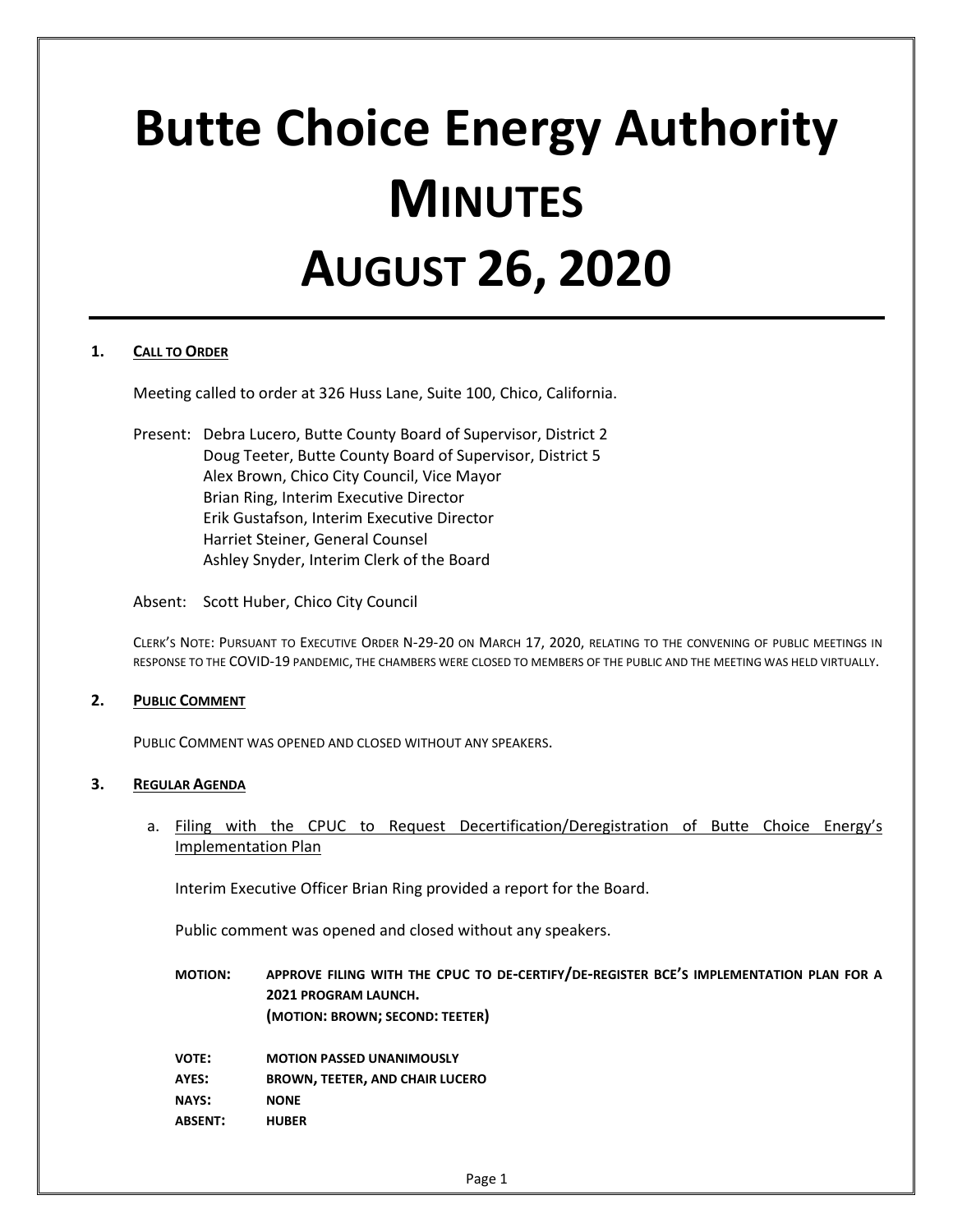# Butte Choice Energy Authority
# MINUTES
# AUGUST 26, 2020

## 1. CALL TO ORDER

Meeting called to order at 326 Huss Lane, Suite 100, Chico, California.

Present: Debra Lucero, Butte County Board of Supervisor, District 2
Doug Teeter, Butte County Board of Supervisor, District 5
Alex Brown, Chico City Council, Vice Mayor
Brian Ring, Interim Executive Director
Erik Gustafson, Interim Executive Director
Harriet Steiner, General Counsel
Ashley Snyder, Interim Clerk of the Board

Absent: Scott Huber, Chico City Council

CLERK'S NOTE: PURSUANT TO EXECUTIVE ORDER N-29-20 ON MARCH 17, 2020, RELATING TO THE CONVENING OF PUBLIC MEETINGS IN RESPONSE TO THE COVID-19 PANDEMIC, THE CHAMBERS WERE CLOSED TO MEMBERS OF THE PUBLIC AND THE MEETING WAS HELD VIRTUALLY.

## 2. PUBLIC COMMENT

PUBLIC COMMENT WAS OPENED AND CLOSED WITHOUT ANY SPEAKERS.

## 3. REGULAR AGENDA

a. Filing with the CPUC to Request Decertification/Deregistration of Butte Choice Energy's Implementation Plan

Interim Executive Officer Brian Ring provided a report for the Board.

Public comment was opened and closed without any speakers.

**MOTION:** **APPROVE FILING WITH THE CPUC TO DE-CERTIFY/DE-REGISTER BCE'S IMPLEMENTATION PLAN FOR A 2021 PROGRAM LAUNCH.**
**(MOTION: BROWN; SECOND: TEETER)**

**VOTE:** **MOTION PASSED UNANIMOUSLY**
**AYES:** **BROWN, TEETER, AND CHAIR LUCERO**
**NAYS:** **NONE**
**ABSENT:** **HUBER**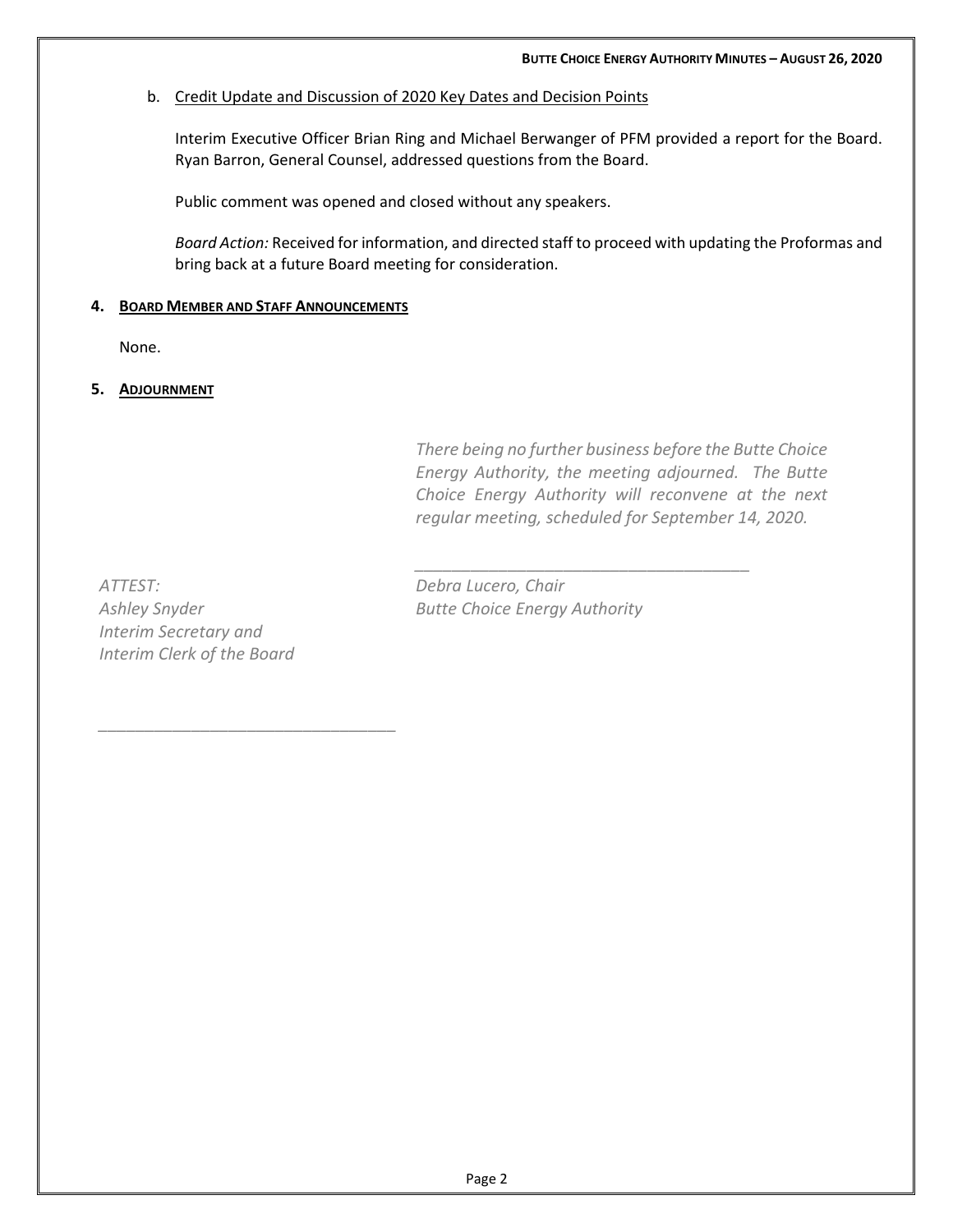b. Credit Update and Discussion of 2020 Key Dates and Decision Points

Interim Executive Officer Brian Ring and Michael Berwanger of PFM provided a report for the Board. Ryan Barron, General Counsel, addressed questions from the Board.

Public comment was opened and closed without any speakers.

*Board Action:* Received for information, and directed staff to proceed with updating the Proformas and bring back at a future Board meeting for consideration.

**4. BOARD MEMBER AND STAFF ANNOUNCEMENTS**

None.

**5. ADJOURNMENT**

*There being no further business before the Butte Choice Energy Authority, the meeting adjourned. The Butte Choice Energy Authority will reconvene at the next regular meeting, scheduled for September 14, 2020.*

_____________________________________

*Debra Lucero, Chair*
*Butte Choice Energy Authority*

*ATTEST:*
*Ashley Snyder*
*Interim Secretary and*
*Interim Clerk of the Board*

_____________________________________